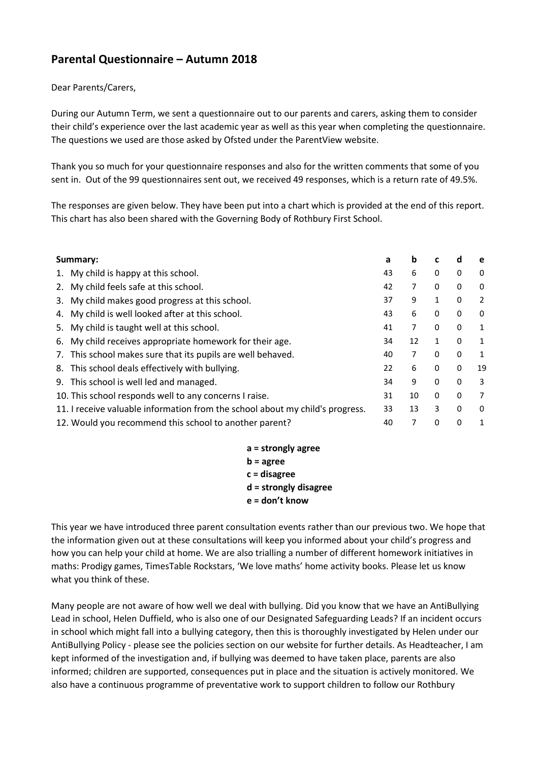## Parental Questionnaire – Autumn 2018

Dear Parents/Carers,

During our Autumn Term, we sent a questionnaire out to our parents and carers, asking them to consider their child's experience over the last academic year as well as this year when completing the questionnaire. The questions we used are those asked by Ofsted under the ParentView website.

Thank you so much for your questionnaire responses and also for the written comments that some of you sent in. Out of the 99 questionnaires sent out, we received 49 responses, which is a return rate of 49.5%.

The responses are given below. They have been put into a chart which is provided at the end of this report. This chart has also been shared with the Governing Body of Rothbury First School.

| **Summary:** | **a** | **b** | **c** | **d** | **e** |
|---|---|---|---|---|---|
| 1. My child is happy at this school. | 43 | 6 | 0 | 0 | 0 |
| 2. My child feels safe at this school. | 42 | 7 | 0 | 0 | 0 |
| 3. My child makes good progress at this school. | 37 | 9 | 1 | 0 | 2 |
| 4. My child is well looked after at this school. | 43 | 6 | 0 | 0 | 0 |
| 5. My child is taught well at this school. | 41 | 7 | 0 | 0 | 1 |
| 6. My child receives appropriate homework for their age. | 34 | 12 | 1 | 0 | 1 |
| 7. This school makes sure that its pupils are well behaved. | 40 | 7 | 0 | 0 | 1 |
| 8. This school deals effectively with bullying. | 22 | 6 | 0 | 0 | 19 |
| 9. This school is well led and managed. | 34 | 9 | 0 | 0 | 3 |
| 10. This school responds well to any concerns I raise. | 31 | 10 | 0 | 0 | 7 |
| 11. I receive valuable information from the school about my child's progress. | 33 | 13 | 3 | 0 | 0 |
| 12. Would you recommend this school to another parent? | 40 | 7 | 0 | 0 | 1 |

**a = strongly agree**
**b = agree**
**c = disagree**
**d = strongly disagree**
**e = don't know**

This year we have introduced three parent consultation events rather than our previous two. We hope that the information given out at these consultations will keep you informed about your child's progress and how you can help your child at home. We are also trialling a number of different homework initiatives in maths: Prodigy games, TimesTable Rockstars, 'We love maths' home activity books. Please let us know what you think of these.

Many people are not aware of how well we deal with bullying. Did you know that we have an AntiBullying Lead in school, Helen Duffield, who is also one of our Designated Safeguarding Leads? If an incident occurs in school which might fall into a bullying category, then this is thoroughly investigated by Helen under our AntiBullying Policy - please see the policies section on our website for further details. As Headteacher, I am kept informed of the investigation and, if bullying was deemed to have taken place, parents are also informed; children are supported, consequences put in place and the situation is actively monitored. We also have a continuous programme of preventative work to support children to follow our Rothbury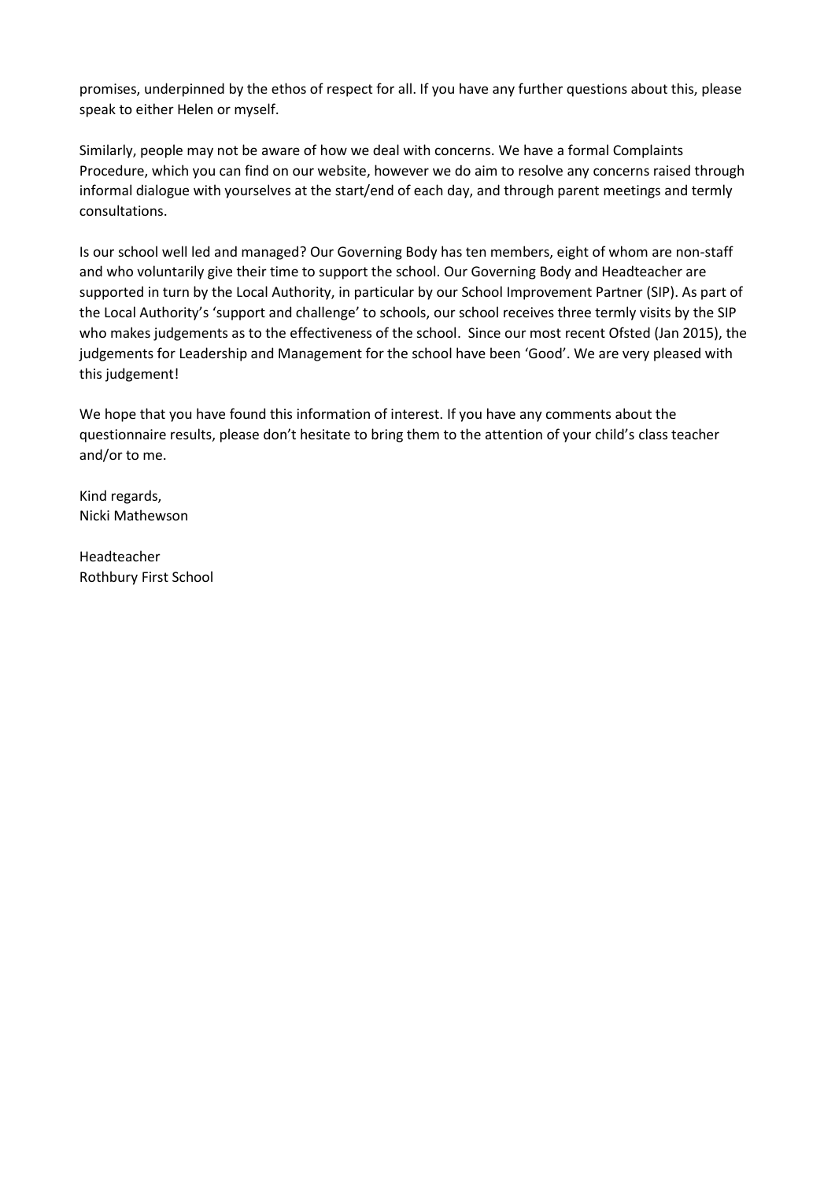promises, underpinned by the ethos of respect for all. If you have any further questions about this, please speak to either Helen or myself.

Similarly, people may not be aware of how we deal with concerns. We have a formal Complaints Procedure, which you can find on our website, however we do aim to resolve any concerns raised through informal dialogue with yourselves at the start/end of each day, and through parent meetings and termly consultations.

Is our school well led and managed? Our Governing Body has ten members, eight of whom are non-staff and who voluntarily give their time to support the school. Our Governing Body and Headteacher are supported in turn by the Local Authority, in particular by our School Improvement Partner (SIP). As part of the Local Authority's 'support and challenge' to schools, our school receives three termly visits by the SIP who makes judgements as to the effectiveness of the school. Since our most recent Ofsted (Jan 2015), the judgements for Leadership and Management for the school have been 'Good'. We are very pleased with this judgement!

We hope that you have found this information of interest. If you have any comments about the questionnaire results, please don't hesitate to bring them to the attention of your child's class teacher and/or to me.

Kind regards,
Nicki Mathewson

Headteacher
Rothbury First School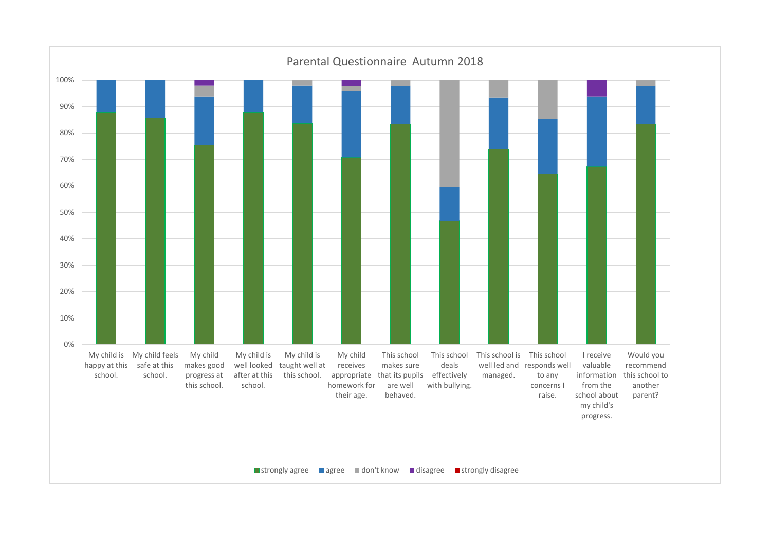Parental Questionnaire Autumn 2018

100%
90%
80%
70%
60%
50%
40%
30%
20%
10%
0%

My child is happy at this school.
My child feels safe at this school.
My child makes good progress at this school.
My child is well looked after at this school.
My child is taught well at this school.
My child receives appropriate homework for their age.
This school makes sure that its pupils are well behaved.
This school deals effectively with bullying.
This school is well led and managed.
This school responds well to any concerns I raise.
I receive valuable information from the school about my child's progress.
Would you recommend this school to another parent?

strongly agree
agree
don't know
disagree
strongly disagree